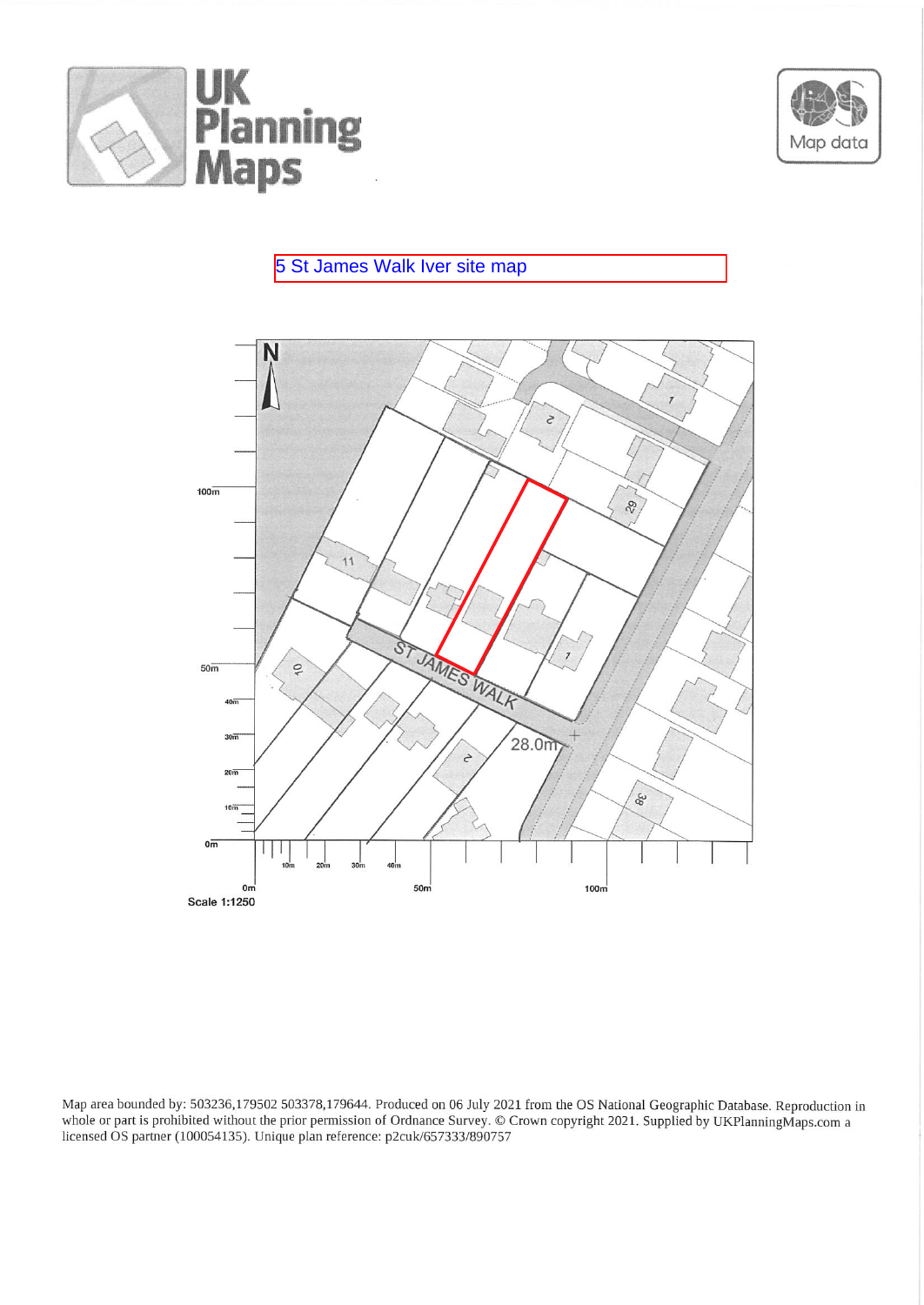UK Planning Maps

Map data

5 St James Walk Iver site map

N

11

2

1

29

10

ST JAMES WALK

1

28.0m

2

38

100m

50m

40m

30m

20m

10m

0m

10m 20m 30m 40m

0m 50m 100m

Scale 1:1250

Map area bounded by: 503236,179502 503378,179644. Produced on 06 July 2021 from the OS National Geographic Database. Reproduction in whole or part is prohibited without the prior permission of Ordnance Survey. © Crown copyright 2021. Supplied by UKPlanningMaps.com a licensed OS partner (100054135). Unique plan reference: p2cuk/657333/890757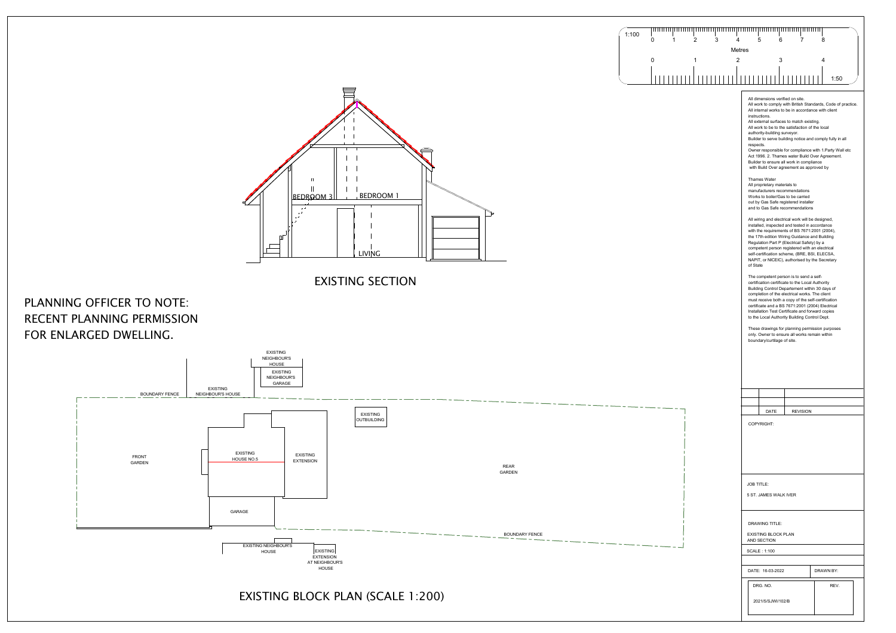PLANNING OFFICER TO NOTE:
RECENT PLANNING PERMISSION
FOR ENLARGED DWELLING.

BEDROOM 3

BEDROOM 1

LIVING

## EXISTING SECTION

EXISTING NEIGHBOUR'S HOUSE

EXISTING NEIGHBOUR'S GARAGE

BOUNDARY FENCE

EXISTING NEIGHBOUR'S HOUSE

EXISTING OUTBUILDING

FRONT GARDEN

EXISTING HOUSE NO.5

EXISTING EXTENSION

REAR GARDEN

GARAGE

BOUNDARY FENCE

EXISTING NEIGHBOUR'S HOUSE

EXISTING EXTENSION AT NEIGHBOUR'S HOUSE

## EXISTING BLOCK PLAN (SCALE 1:200)

1:100
0 1 2 3 4 5 6 7 8
Metres
0 1 2 3 4
1:50

All dimensions verified on site.
All work to comply with British Standards, Code of practice.
All internal works to be in accordance with client instructions.
All external surfaces to match existing.
All work to be to the satisfaction of the local authority-building surveyor.
Builder to serve building notice and comply fully in all respects.
Owner responsible for compliance with 1.Party Wall etc Act 1996. 2. Thames water Build Over Agreement.
Builder to ensure all work in compliance with Build Over agreement as approved by

Thames Water
All proprietary materials to manufacturers recommendations
Works to boiler/Gas to be carried out by Gas Safe registered installer and to Gas Safe recommendations

All wiring and electrical work will be designed, installed, inspected and tested in accordance with the requirements of BS 7671:2001 (2004), the 17th edition Wiring Guidance and Building Regulation Part P (Electrical Safety) by a competent person registered with an electrical self-certification scheme, (BRE, BSI, ELECSA, NAPIT, or NICEIC), authorised by the Secretary of State

The competent person is to send a self-certification certificate to the Local Authority Building Control Departement within 30 days of completion of the electrical works. The client must receive both a copy of the self-certification certificate and a BS 7671:2001 (2004) Electrical Installation Test Certificate and forward copies to the Local Authority Building Control Dept.

These drawings for planning permission purposes only. Owner to ensure all works remain within boundary/curtilage of site.

| | DATE | REVISION |
|---|---|---|
| | | |
| | | |

COPYRIGHT:

JOB TITLE:

5 ST. JAMES WALK IVER

DRAWING TITLE:

EXISTING BLOCK PLAN AND SECTION

SCALE : 1:100

DATE: 16-03-2022

DRAWN BY:

DRG. NO.

2021/5/SJWI/102/B

REV.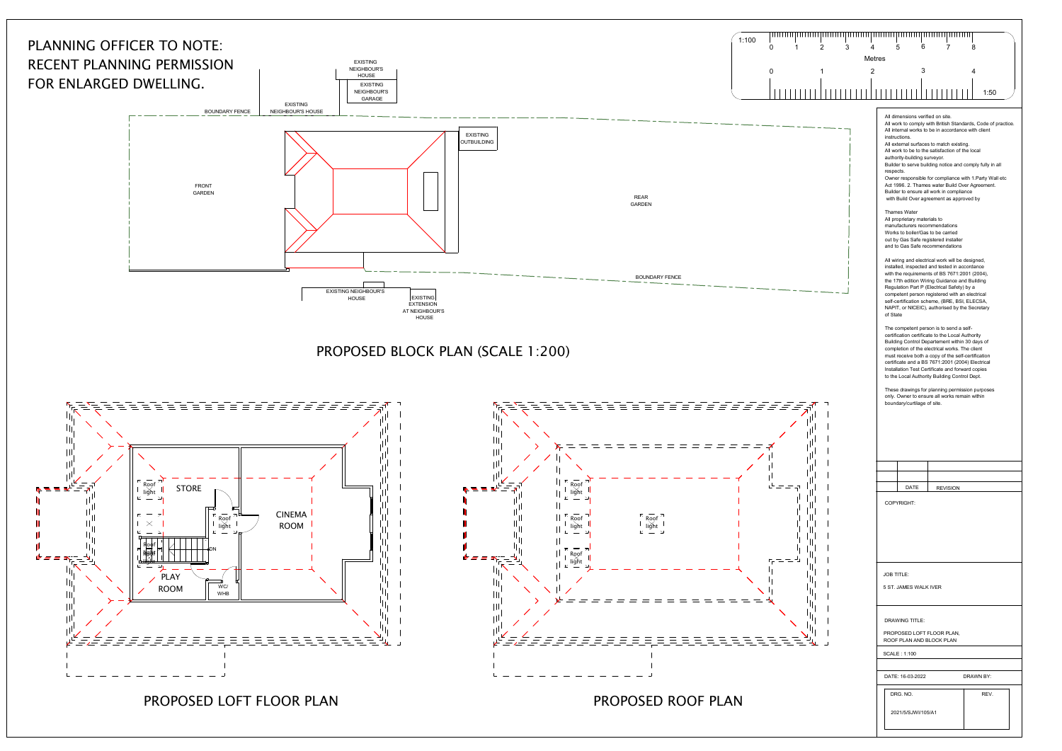# PLANNING OFFICER TO NOTE: RECENT PLANNING PERMISSION FOR ENLARGED DWELLING.

1:100

0 1 2 3 4 5 6 7 8

Metres

0 1 2 3 4

1:50

EXISTING NEIGHBOUR'S HOUSE

EXISTING NEIGHBOUR'S GARAGE

EXISTING NEIGHBOUR'S HOUSE

BOUNDARY FENCE

EXISTING OUTBUILDING

FRONT GARDEN

REAR GARDEN

BOUNDARY FENCE

EXISTING NEIGHBOUR'S HOUSE

EXISTING EXTENSION AT NEIGHBOUR'S HOUSE

## PROPOSED BLOCK PLAN (SCALE 1:200)

Roof light

STORE

Roof light

CINEMA ROOM

Roof light

DN

PLAY ROOM

WC/ WHB

## PROPOSED LOFT FLOOR PLAN

Roof light

Roof light

Roof light

Roof light

## PROPOSED ROOF PLAN

All dimensions verified on site.
All work to comply with British Standards, Code of practice.
All internal works to be in accordance with client instructions.
All external surfaces to match existing.
All work to be to the satisfaction of the local authority-building surveyor.
Builder to serve building notice and comply fully in all respects.
Owner responsible for compliance with 1.Party Wall etc Act 1996. 2. Thames water Build Over Agreement.
Builder to ensure all work in compliance with Build Over agreement as approved by

Thames Water
All proprietary materials to manufacturers recommendations
Works to boiler/Gas to be carried out by Gas Safe registered installer and to Gas Safe recommendations

All wiring and electrical work will be designed, installed, inspected and tested in accordance with the requirements of BS 7671:2001 (2004), the 17th edition Wiring Guidance and Building Regulation Part P (Electrical Safety) by a competent person registered with an electrical self-certification scheme, (BRE, BSI, ELECSA, NAPIT, or NICEIC), authorised by the Secretary of State

The competent person is to send a self-certification certificate to the Local Authority Building Control Departement within 30 days of completion of the electrical works. The client must receive both a copy of the self-certification certificate and a BS 7671:2001 (2004) Electrical Installation Test Certificate and forward copies to the Local Authority Building Control Dept.

These drawings for planning permission purposes only. Owner to ensure all works remain within boundary/curtilage of site.

| | DATE | REVISION |
|---|---|---|
| | | |
| | | |

COPYRIGHT:

JOB TITLE:

5 ST. JAMES WALK IVER

DRAWING TITLE:

PROPOSED LOFT FLOOR PLAN, ROOF PLAN AND BLOCK PLAN

SCALE : 1:100

DATE: 16-03-2022

DRAWN BY:

DRG. NO.

2021/5/SJWI/105/A1

REV.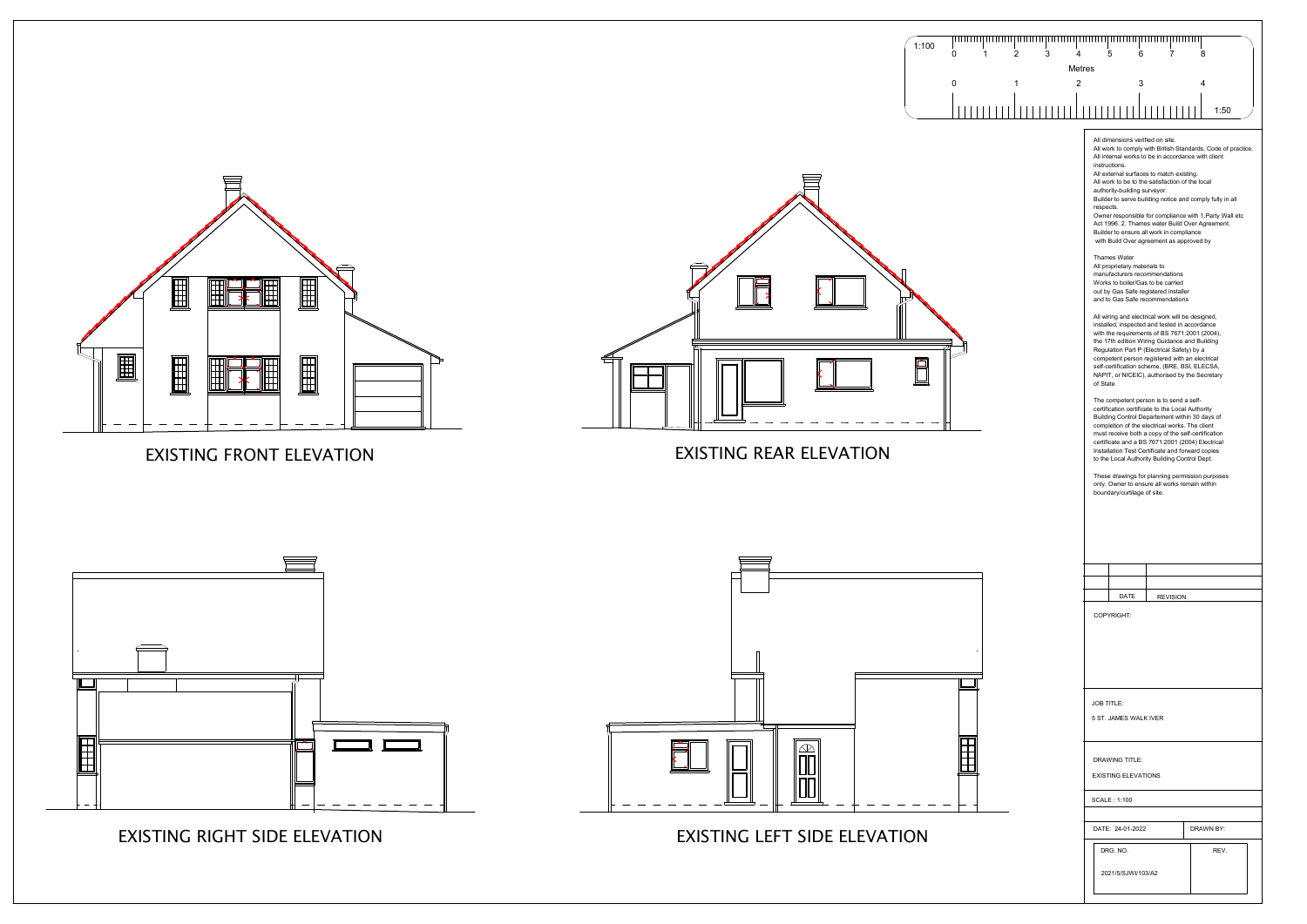1:100

0 1 2 3 4 5 6 7 8

Metres

0 1 2 3 4

1:50

EXISTING FRONT ELEVATION

EXISTING REAR ELEVATION

EXISTING RIGHT SIDE ELEVATION

EXISTING LEFT SIDE ELEVATION

All dimensions verified on site.
All work to comply with British Standards, Code of practice.
All internal works to be in accordance with client instructions.
All external surfaces to match existing.
All work to be to the satisfaction of the local authority-building surveyor.
Builder to serve building notice and comply fully in all respects.
Owner responsible for compliance with 1.Party Wall etc Act 1996. 2. Thames water Build Over Agreement.
Builder to ensure all work in compliance with Build Over agreement as approved by

Thames Water
All proprietary materials to manufacturers recommendations
Works to boiler/Gas to be carried out by Gas Safe registered installer and to Gas Safe recommendations

All wiring and electrical work will be designed, installed, inspected and tested in accordance with the requirements of BS 7671:2001 (2004), the 17th edition Wiring Guidance and Building Regulation Part P (Electrical Safety) by a competent person registered with an electrical self-certification scheme, (BRE, BSI, ELECSA, NAPIT, or NICEIC), authorised by the Secretary of State

The competent person is to send a self-certification certificate to the Local Authority Building Control Departement within 30 days of completion of the electrical works. The client must receive both a copy of the self-certification certificate and a BS 7671:2001 (2004) Electrical Installation Test Certificate and forward copies to the Local Authority Building Control Dept.

These drawings for planning permission purposes only. Owner to ensure all works remain within boundary/curtilage of site.

| | DATE | REVISION |
|---|---|---|

COPYRIGHT:

JOB TITLE:

5 ST. JAMES WALK IVER

DRAWING TITLE:

EXISTING ELEVATIONS

SCALE : 1:100

DATE: 24-01-2022

DRAWN BY:

DRG. NO.

2021/5/SJWI/103/A2

REV.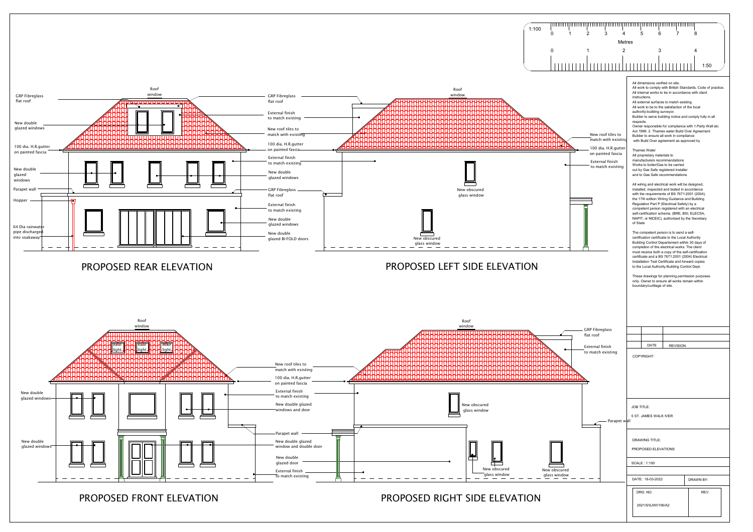1:100 0 1 2 3 4 5 6 7 8
Metres
0 1 2 3 4
1:50

## PROPOSED REAR ELEVATION

GRP Fibreglass flat roof
New double glazed windows
100 dia. H.R.gutter on painted fascia
New double glazed windows
Parapet wall
Hopper
64 Dia rainwater pipe discharged into soakaway
Roof window
GRP Fibreglass flat roof
External finish to match existing
New roof tiles to match with existing
100 dia. H.R.gutter on painted fascia
External finish to match existing
New double glazed windows
GRP Fibreglass flat roof
External finish to match existing
New double glazed windows
New double glazed BI-FOLD doors

## PROPOSED LEFT SIDE ELEVATION

Roof window
New roof tiles to match with existing
100 dia. H.R.gutter on painted fascia
External finish to match existing
New obscured glass window
New obscured glass window

## PROPOSED FRONT ELEVATION

Roof window
Roof light
Roof light
Roof light
New double glazed windows
New double glazed windows
New roof tiles to match with existing
100 dia. H.R.gutter on painted fascia
External finish to match existing
New double glazed windows and door
Parapet wall
New double glazed window and double door
New double glazed door
External finish to match existing

## PROPOSED RIGHT SIDE ELEVATION

Roof window
GRP Fibreglass flat roof
External finish to match existing
New obscured glass window
Parapet wall
New obscured glass window
New obscured glass window

All dimensions verified on site.
All work to comply with British Standards, Code of practice.
All internal works to be in accordance with client instructions.
All external surfaces to match existing.
All work to be to the satisfaction of the local authority-building surveyor.
Builder to serve building notice and comply fully in all respects.
Owner responsible for compliance with 1.Party Wall etc Act 1996. 2. Thames water Build Over Agreement.
Builder to ensure all work in compliance with Build Over agreement as approved by

Thames Water
All proprietary materials to manufacturers recommendations
Works to boiler/Gas to be carried out by Gas Safe registered installer and to Gas Safe recommendations

All wiring and electrical work will be designed, installed, inspected and tested in accordance with the requirements of BS 7671:2001 (2004), the 17th edition Wiring Guidance and Building Regulation Part P (Electrical Safety) by a competent person registered with an electrical self-certification scheme, (BRE, BSI, ELECSA, NAPIT, or NICEIC), authorised by the Secretary of State

The competent person is to send a self-certification certificate to the Local Authority Building Control Departement within 30 days of completion of the electrical works. The client must receive both a copy of the self-certification certificate and a BS 7671:2001 (2004) Electrical Installation Test Certificate and forward copies to the Local Authority Building Control Dept.

These drawings for planning permission purposes only. Owner to ensure all works remain within boundary/curtilage of site.

| | DATE | REVISION |
|---|---|---|
| | | |
| | | |

COPYRIGHT:

JOB TITLE:
5 ST. JAMES WALK IVER

DRAWING TITLE:
PROPOSED ELEVATIONS

SCALE : 1:100

DATE: 16-03-2022 | DRAWN BY:

DRG. NO.: 2021/5/SJWI/106/A2 | REV.: